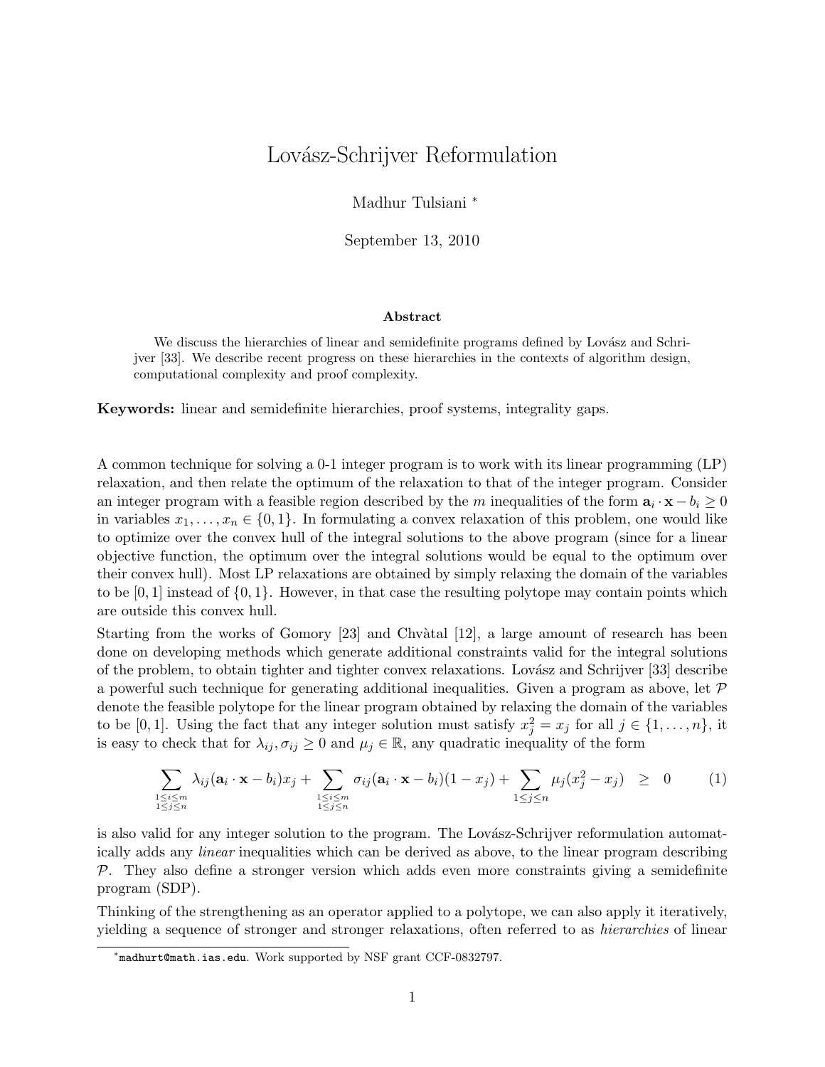# Lovász-Schrijver Reformulation

Madhur Tulsiani *

September 13, 2010

### Abstract

We discuss the hierarchies of linear and semidefinite programs defined by Lovász and Schrijver [33]. We describe recent progress on these hierarchies in the contexts of algorithm design, computational complexity and proof complexity.

**Keywords:** linear and semidefinite hierarchies, proof systems, integrality gaps.

A common technique for solving a 0-1 integer program is to work with its linear programming (LP) relaxation, and then relate the optimum of the relaxation to that of the integer program. Consider an integer program with a feasible region described by the $m$ inequalities of the form $\mathbf{a}_i \cdot \mathbf{x} - b_i \geq 0$ in variables $x_1, \ldots, x_n \in \{0, 1\}$. In formulating a convex relaxation of this problem, one would like to optimize over the convex hull of the integral solutions to the above program (since for a linear objective function, the optimum over the integral solutions would be equal to the optimum over their convex hull). Most LP relaxations are obtained by simply relaxing the domain of the variables to be $[0, 1]$ instead of $\{0, 1\}$. However, in that case the resulting polytope may contain points which are outside this convex hull.

Starting from the works of Gomory [23] and Chvàtal [12], a large amount of research has been done on developing methods which generate additional constraints valid for the integral solutions of the problem, to obtain tighter and tighter convex relaxations. Lovász and Schrijver [33] describe a powerful such technique for generating additional inequalities. Given a program as above, let $\mathcal{P}$ denote the feasible polytope for the linear program obtained by relaxing the domain of the variables to be $[0, 1]$. Using the fact that any integer solution must satisfy $x_j^2 = x_j$ for all $j \in \{1, \ldots, n\}$, it is easy to check that for $\lambda_{ij}, \sigma_{ij} \geq 0$ and $\mu_j \in \mathbb{R}$, any quadratic inequality of the form

$$\sum_{\substack{1 \leq i \leq m \\ 1 \leq j \leq n}} \lambda_{ij} (\mathbf{a}_i \cdot \mathbf{x} - b_i) x_j + \sum_{\substack{1 \leq i \leq m \\ 1 \leq j \leq n}} \sigma_{ij} (\mathbf{a}_i \cdot \mathbf{x} - b_i)(1 - x_j) + \sum_{1 \leq j \leq n} \mu_j (x_j^2 - x_j) \quad \geq \quad 0 \tag{1}$$

is also valid for any integer solution to the program. The Lovász-Schrijver reformulation automatically adds any *linear* inequalities which can be derived as above, to the linear program describing $\mathcal{P}$. They also define a stronger version which adds even more constraints giving a semidefinite program (SDP).

Thinking of the strengthening as an operator applied to a polytope, we can also apply it iteratively, yielding a sequence of stronger and stronger relaxations, often referred to as *hierarchies* of linear

*madhurt@math.ias.edu. Work supported by NSF grant CCF-0832797.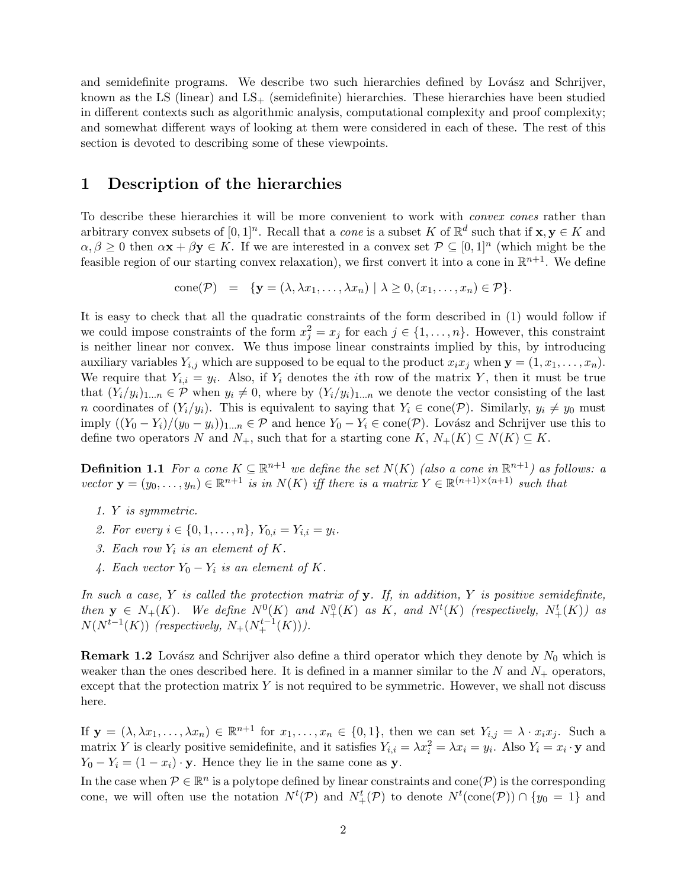and semidefinite programs. We describe two such hierarchies defined by Lovász and Schrijver, known as the LS (linear) and LS$_+$ (semidefinite) hierarchies. These hierarchies have been studied in different contexts such as algorithmic analysis, computational complexity and proof complexity; and somewhat different ways of looking at them were considered in each of these. The rest of this section is devoted to describing some of these viewpoints.

# 1 Description of the hierarchies

To describe these hierarchies it will be more convenient to work with *convex cones* rather than arbitrary convex subsets of $[0,1]^n$. Recall that a *cone* is a subset $K$ of $\mathbb{R}^d$ such that if $\mathbf{x}, \mathbf{y} \in K$ and $\alpha, \beta \geq 0$ then $\alpha\mathbf{x} + \beta\mathbf{y} \in K$. If we are interested in a convex set $\mathcal{P} \subseteq [0,1]^n$ (which might be the feasible region of our starting convex relaxation), we first convert it into a cone in $\mathbb{R}^{n+1}$. We define

$$\text{cone}(\mathcal{P}) \quad = \quad \{\mathbf{y} = (\lambda, \lambda x_1, \ldots, \lambda x_n) \mid \lambda \geq 0, (x_1, \ldots, x_n) \in \mathcal{P}\}.$$

It is easy to check that all the quadratic constraints of the form described in (1) would follow if we could impose constraints of the form $x_j^2 = x_j$ for each $j \in \{1, \ldots, n\}$. However, this constraint is neither linear nor convex. We thus impose linear constraints implied by this, by introducing auxiliary variables $Y_{i,j}$ which are supposed to be equal to the product $x_i x_j$ when $\mathbf{y} = (1, x_1, \ldots, x_n)$. We require that $Y_{i,i} = y_i$. Also, if $Y_i$ denotes the $i$th row of the matrix $Y$, then it must be true that $(Y_i/y_i)_{1\ldots n} \in \mathcal{P}$ when $y_i \neq 0$, where by $(Y_i/y_i)_{1\ldots n}$ we denote the vector consisting of the last $n$ coordinates of $(Y_i/y_i)$. This is equivalent to saying that $Y_i \in \text{cone}(\mathcal{P})$. Similarly, $y_i \neq y_0$ must imply $((Y_0 - Y_i)/(y_0 - y_i))_{1\ldots n} \in \mathcal{P}$ and hence $Y_0 - Y_i \in \text{cone}(\mathcal{P})$. Lovász and Schrijver use this to define two operators $N$ and $N_+$, such that for a starting cone $K$, $N_+(K) \subseteq N(K) \subseteq K$.

**Definition 1.1** *For a cone $K \subseteq \mathbb{R}^{n+1}$ we define the set $N(K)$ (also a cone in $\mathbb{R}^{n+1}$) as follows: a vector $\mathbf{y} = (y_0, \ldots, y_n) \in \mathbb{R}^{n+1}$ is in $N(K)$ iff there is a matrix $Y \in \mathbb{R}^{(n+1)\times(n+1)}$ such that*

1. *$Y$ is symmetric.*
2. *For every $i \in \{0, 1, \ldots, n\}$, $Y_{0,i} = Y_{i,i} = y_i$.*
3. *Each row $Y_i$ is an element of $K$.*
4. *Each vector $Y_0 - Y_i$ is an element of $K$.*

*In such a case, $Y$ is called the protection matrix of $\mathbf{y}$. If, in addition, $Y$ is positive semidefinite, then $\mathbf{y} \in N_+(K)$. We define $N^0(K)$ and $N_+^0(K)$ as $K$, and $N^t(K)$ (respectively, $N_+^t(K)$) as $N(N^{t-1}(K))$ (respectively, $N_+(N_+^{t-1}(K))$).*

**Remark 1.2** Lovász and Schrijver also define a third operator which they denote by $N_0$ which is weaker than the ones described here. It is defined in a manner similar to the $N$ and $N_+$ operators, except that the protection matrix $Y$ is not required to be symmetric. However, we shall not discuss here.

If $\mathbf{y} = (\lambda, \lambda x_1, \ldots, \lambda x_n) \in \mathbb{R}^{n+1}$ for $x_1, \ldots, x_n \in \{0, 1\}$, then we can set $Y_{i,j} = \lambda \cdot x_i x_j$. Such a matrix $Y$ is clearly positive semidefinite, and it satisfies $Y_{i,i} = \lambda x_i^2 = \lambda x_i = y_i$. Also $Y_i = x_i \cdot \mathbf{y}$ and $Y_0 - Y_i = (1 - x_i) \cdot \mathbf{y}$. Hence they lie in the same cone as $\mathbf{y}$.

In the case when $\mathcal{P} \in \mathbb{R}^n$ is a polytope defined by linear constraints and cone($\mathcal{P}$) is the corresponding cone, we will often use the notation $N^t(\mathcal{P})$ and $N_+^t(\mathcal{P})$ to denote $N^t(\text{cone}(\mathcal{P})) \cap \{y_0 = 1\}$ and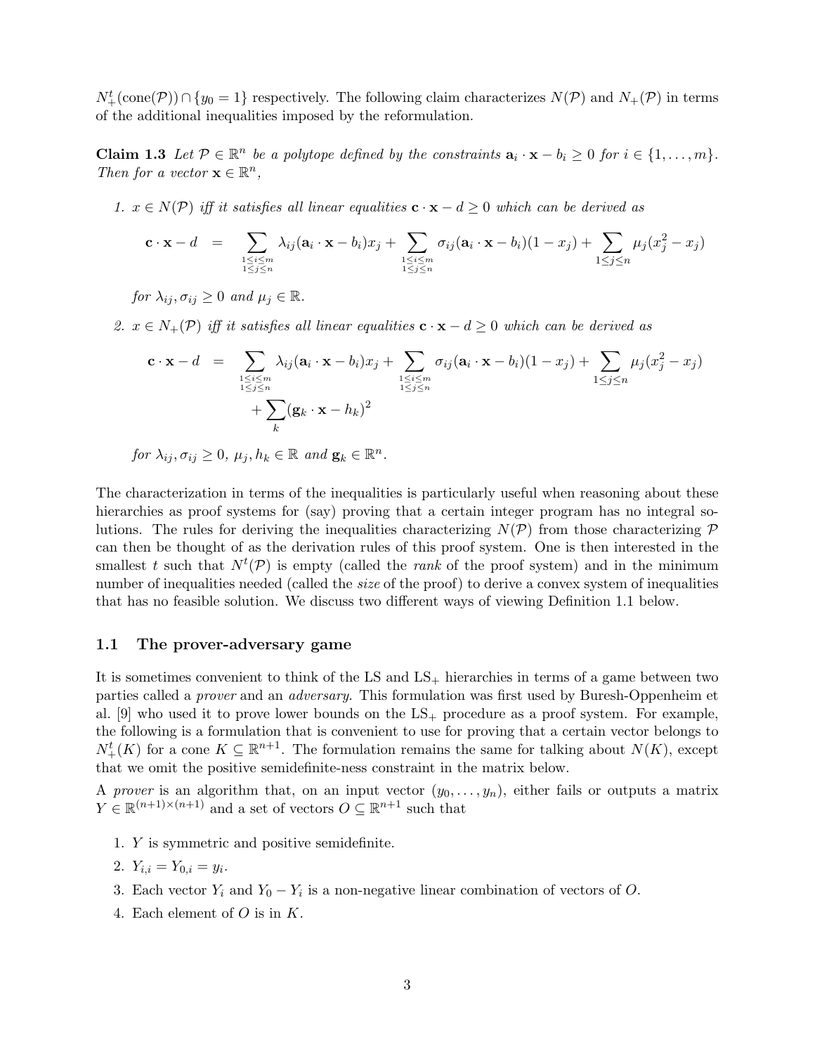$N_+^t(\text{cone}(\mathcal{P})) \cap \{y_0 = 1\}$ respectively. The following claim characterizes $N(\mathcal{P})$ and $N_+(\mathcal{P})$ in terms of the additional inequalities imposed by the reformulation.

**Claim 1.3** *Let $\mathcal{P} \in \mathbb{R}^n$ be a polytope defined by the constraints $\mathbf{a}_i \cdot \mathbf{x} - b_i \geq 0$ for $i \in \{1, \ldots, m\}$. Then for a vector $\mathbf{x} \in \mathbb{R}^n$,*

1. *$x \in N(\mathcal{P})$ iff it satisfies all linear equalities $\mathbf{c} \cdot \mathbf{x} - d \geq 0$ which can be derived as*

$$\mathbf{c} \cdot \mathbf{x} - d \quad = \quad \sum_{\substack{1 \leq i \leq m \\ 1 \leq j \leq n}} \lambda_{ij}(\mathbf{a}_i \cdot \mathbf{x} - b_i)x_j + \sum_{\substack{1 \leq i \leq m \\ 1 \leq j \leq n}} \sigma_{ij}(\mathbf{a}_i \cdot \mathbf{x} - b_i)(1 - x_j) + \sum_{1 \leq j \leq n} \mu_j(x_j^2 - x_j)$$

*for $\lambda_{ij}, \sigma_{ij} \geq 0$ and $\mu_j \in \mathbb{R}$.*

2. *$x \in N_+(\mathcal{P})$ iff it satisfies all linear equalities $\mathbf{c} \cdot \mathbf{x} - d \geq 0$ which can be derived as*

$$\begin{aligned} \mathbf{c} \cdot \mathbf{x} - d \quad = \quad & \sum_{\substack{1 \leq i \leq m \\ 1 \leq j \leq n}} \lambda_{ij}(\mathbf{a}_i \cdot \mathbf{x} - b_i)x_j + \sum_{\substack{1 \leq i \leq m \\ 1 \leq j \leq n}} \sigma_{ij}(\mathbf{a}_i \cdot \mathbf{x} - b_i)(1 - x_j) + \sum_{1 \leq j \leq n} \mu_j(x_j^2 - x_j) \\ & + \sum_k (\mathbf{g}_k \cdot \mathbf{x} - h_k)^2 \end{aligned}$$

*for $\lambda_{ij}, \sigma_{ij} \geq 0$, $\mu_j, h_k \in \mathbb{R}$ and $\mathbf{g}_k \in \mathbb{R}^n$.*

The characterization in terms of the inequalities is particularly useful when reasoning about these hierarchies as proof systems for (say) proving that a certain integer program has no integral solutions. The rules for deriving the inequalities characterizing $N(\mathcal{P})$ from those characterizing $\mathcal{P}$ can then be thought of as the derivation rules of this proof system. One is then interested in the smallest $t$ such that $N^t(\mathcal{P})$ is empty (called the *rank* of the proof system) and in the minimum number of inequalities needed (called the *size* of the proof) to derive a convex system of inequalities that has no feasible solution. We discuss two different ways of viewing Definition 1.1 below.

### 1.1 The prover-adversary game

It is sometimes convenient to think of the LS and LS$_+$ hierarchies in terms of a game between two parties called a *prover* and an *adversary*. This formulation was first used by Buresh-Oppenheim et al. [9] who used it to prove lower bounds on the LS$_+$ procedure as a proof system. For example, the following is a formulation that is convenient to use for proving that a certain vector belongs to $N_+^t(K)$ for a cone $K \subseteq \mathbb{R}^{n+1}$. The formulation remains the same for talking about $N(K)$, except that we omit the positive semidefinite-ness constraint in the matrix below.

A *prover* is an algorithm that, on an input vector $(y_0, \ldots, y_n)$, either fails or outputs a matrix $Y \in \mathbb{R}^{(n+1)\times(n+1)}$ and a set of vectors $O \subseteq \mathbb{R}^{n+1}$ such that

1. $Y$ is symmetric and positive semidefinite.
2. $Y_{i,i} = Y_{0,i} = y_i$.
3. Each vector $Y_i$ and $Y_0 - Y_i$ is a non-negative linear combination of vectors of $O$.
4. Each element of $O$ is in $K$.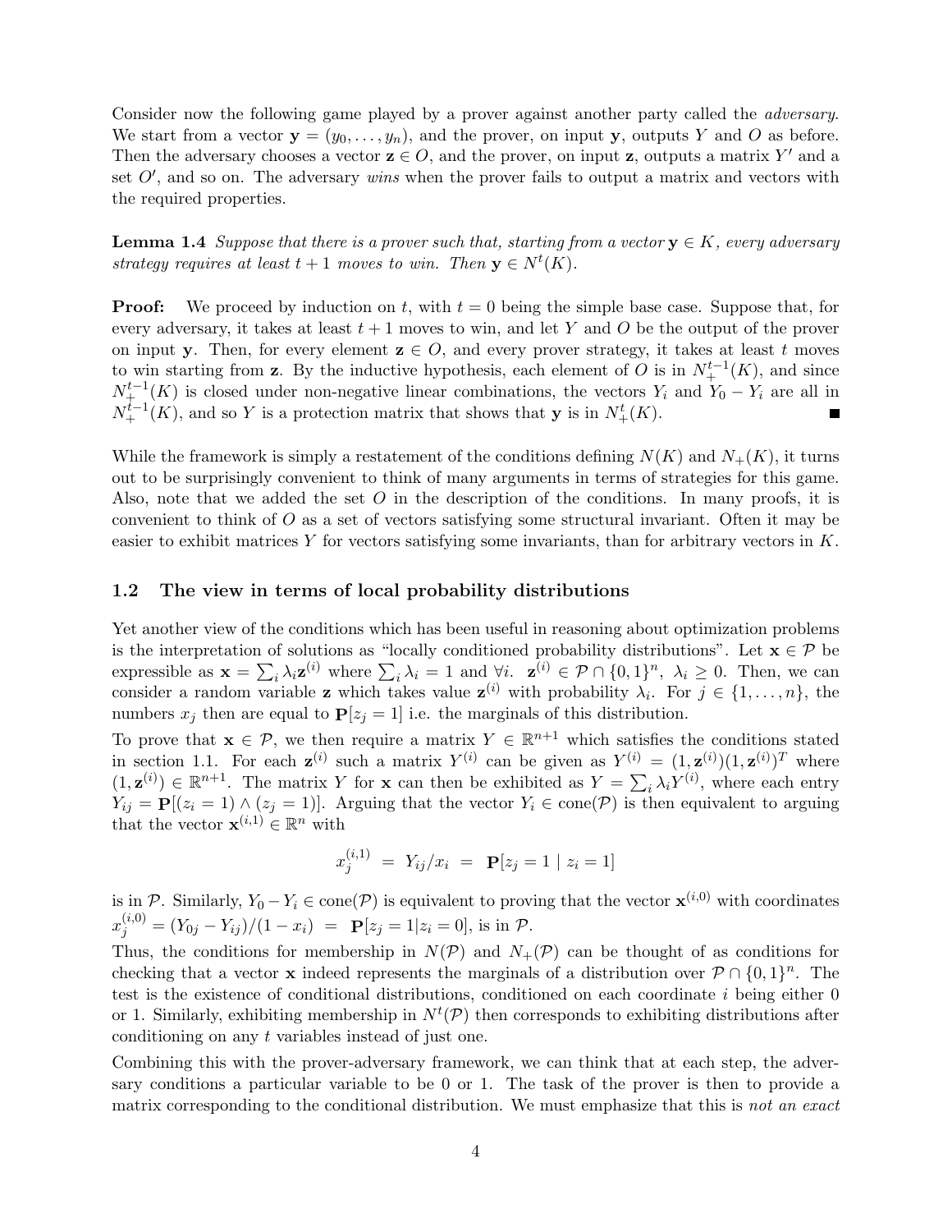Consider now the following game played by a prover against another party called the *adversary*. We start from a vector $\mathbf{y} = (y_0, \ldots, y_n)$, and the prover, on input $\mathbf{y}$, outputs $Y$ and $O$ as before. Then the adversary chooses a vector $\mathbf{z} \in O$, and the prover, on input $\mathbf{z}$, outputs a matrix $Y'$ and a set $O'$, and so on. The adversary *wins* when the prover fails to output a matrix and vectors with the required properties.

**Lemma 1.4** *Suppose that there is a prover such that, starting from a vector $\mathbf{y} \in K$, every adversary strategy requires at least $t+1$ moves to win. Then $\mathbf{y} \in N^t(K)$.*

**Proof:** We proceed by induction on $t$, with $t = 0$ being the simple base case. Suppose that, for every adversary, it takes at least $t+1$ moves to win, and let $Y$ and $O$ be the output of the prover on input $\mathbf{y}$. Then, for every element $\mathbf{z} \in O$, and every prover strategy, it takes at least $t$ moves to win starting from $\mathbf{z}$. By the inductive hypothesis, each element of $O$ is in $N_+^{t-1}(K)$, and since $N_+^{t-1}(K)$ is closed under non-negative linear combinations, the vectors $Y_i$ and $Y_0 - Y_i$ are all in $N_+^{t-1}(K)$, and so $Y$ is a protection matrix that shows that $\mathbf{y}$ is in $N_+^t(K)$. ■

While the framework is simply a restatement of the conditions defining $N(K)$ and $N_+(K)$, it turns out to be surprisingly convenient to think of many arguments in terms of strategies for this game. Also, note that we added the set $O$ in the description of the conditions. In many proofs, it is convenient to think of $O$ as a set of vectors satisfying some structural invariant. Often it may be easier to exhibit matrices $Y$ for vectors satisfying some invariants, than for arbitrary vectors in $K$.

### 1.2 The view in terms of local probability distributions

Yet another view of the conditions which has been useful in reasoning about optimization problems is the interpretation of solutions as "locally conditioned probability distributions". Let $\mathbf{x} \in \mathcal{P}$ be expressible as $\mathbf{x} = \sum_i \lambda_i \mathbf{z}^{(i)}$ where $\sum_i \lambda_i = 1$ and $\forall i.\ \ \mathbf{z}^{(i)} \in \mathcal{P} \cap \{0,1\}^n,\ \lambda_i \geq 0$. Then, we can consider a random variable $\mathbf{z}$ which takes value $\mathbf{z}^{(i)}$ with probability $\lambda_i$. For $j \in \{1, \ldots, n\}$, the numbers $x_j$ then are equal to $\mathbf{P}[z_j = 1]$ i.e. the marginals of this distribution.

To prove that $\mathbf{x} \in \mathcal{P}$, we then require a matrix $Y \in \mathbb{R}^{n+1}$ which satisfies the conditions stated in section 1.1. For each $\mathbf{z}^{(i)}$ such a matrix $Y^{(i)}$ can be given as $Y^{(i)} = (1, \mathbf{z}^{(i)})(1, \mathbf{z}^{(i)})^T$ where $(1, \mathbf{z}^{(i)}) \in \mathbb{R}^{n+1}$. The matrix $Y$ for $\mathbf{x}$ can then be exhibited as $Y = \sum_i \lambda_i Y^{(i)}$, where each entry $Y_{ij} = \mathbf{P}[(z_i = 1) \wedge (z_j = 1)]$. Arguing that the vector $Y_i \in \text{cone}(\mathcal{P})$ is then equivalent to arguing that the vector $\mathbf{x}^{(i,1)} \in \mathbb{R}^n$ with

$$x_j^{(i,1)} \;=\; Y_{ij}/x_i \;=\; \mathbf{P}[z_j = 1 \mid z_i = 1]$$

is in $\mathcal{P}$. Similarly, $Y_0 - Y_i \in \text{cone}(\mathcal{P})$ is equivalent to proving that the vector $\mathbf{x}^{(i,0)}$ with coordinates $x_j^{(i,0)} = (Y_{0j} - Y_{ij})/(1 - x_i) \;=\; \mathbf{P}[z_j = 1 | z_i = 0]$, is in $\mathcal{P}$.

Thus, the conditions for membership in $N(\mathcal{P})$ and $N_+(\mathcal{P})$ can be thought of as conditions for checking that a vector $\mathbf{x}$ indeed represents the marginals of a distribution over $\mathcal{P} \cap \{0,1\}^n$. The test is the existence of conditional distributions, conditioned on each coordinate $i$ being either 0 or 1. Similarly, exhibiting membership in $N^t(\mathcal{P})$ then corresponds to exhibiting distributions after conditioning on any $t$ variables instead of just one.

Combining this with the prover-adversary framework, we can think that at each step, the adversary conditions a particular variable to be 0 or 1. The task of the prover is then to provide a matrix corresponding to the conditional distribution. We must emphasize that this is *not an exact*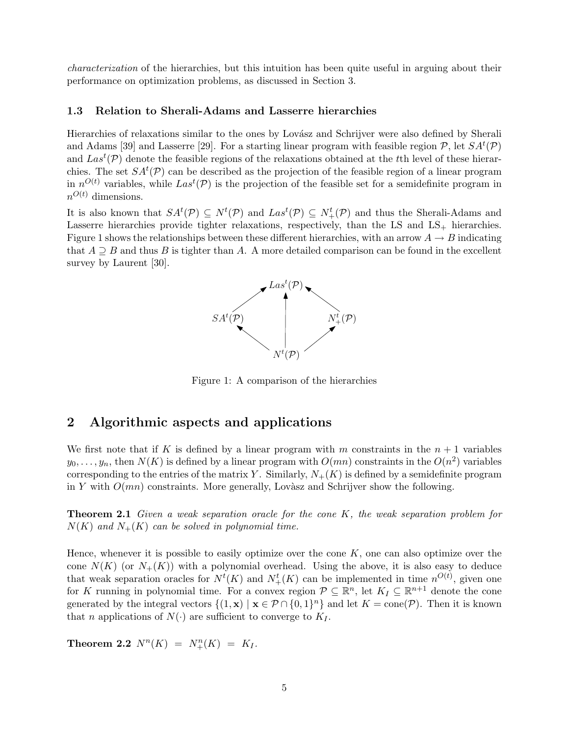*characterization* of the hierarchies, but this intuition has been quite useful in arguing about their performance on optimization problems, as discussed in Section 3.

### 1.3 Relation to Sherali-Adams and Lasserre hierarchies

Hierarchies of relaxations similar to the ones by Lovász and Schrijver were also defined by Sherali and Adams [39] and Lasserre [29]. For a starting linear program with feasible region $\mathcal{P}$, let $SA^t(\mathcal{P})$ and $Las^t(\mathcal{P})$ denote the feasible regions of the relaxations obtained at the $t$th level of these hierarchies. The set $SA^t(\mathcal{P})$ can be described as the projection of the feasible region of a linear program in $n^{O(t)}$ variables, while $Las^t(\mathcal{P})$ is the projection of the feasible set for a semidefinite program in $n^{O(t)}$ dimensions.

It is also known that $SA^t(\mathcal{P}) \subseteq N^t(\mathcal{P})$ and $Las^t(\mathcal{P}) \subseteq N_+^t(\mathcal{P})$ and thus the Sherali-Adams and Lasserre hierarchies provide tighter relaxations, respectively, than the LS and LS$_+$ hierarchies. Figure 1 shows the relationships between these different hierarchies, with an arrow $A \to B$ indicating that $A \supseteq B$ and thus $B$ is tighter than $A$. A more detailed comparison can be found in the excellent survey by Laurent [30].

$$
\begin{array}{ccccc}
 & & Las^t(\mathcal{P}) & & \\
 & \nearrow & \uparrow & \nwarrow & \\
SA^t(\mathcal{P}) & & | & & N_+^t(\mathcal{P}) \\
 & \nwarrow & | & \nearrow & \\
 & & N^t(\mathcal{P}) & &
\end{array}
$$

Figure 1: A comparison of the hierarchies

## 2 Algorithmic aspects and applications

We first note that if $K$ is defined by a linear program with $m$ constraints in the $n + 1$ variables $y_0, \ldots, y_n$, then $N(K)$ is defined by a linear program with $O(mn)$ constraints in the $O(n^2)$ variables corresponding to the entries of the matrix $Y$. Similarly, $N_+(K)$ is defined by a semidefinite program in $Y$ with $O(mn)$ constraints. More generally, Lovàsz and Schrijver show the following.

**Theorem 2.1** *Given a weak separation oracle for the cone $K$, the weak separation problem for $N(K)$ and $N_+(K)$ can be solved in polynomial time.*

Hence, whenever it is possible to easily optimize over the cone $K$, one can also optimize over the cone $N(K)$ (or $N_+(K)$) with a polynomial overhead. Using the above, it is also easy to deduce that weak separation oracles for $N^t(K)$ and $N_+^t(K)$ can be implemented in time $n^{O(t)}$, given one for $K$ running in polynomial time. For a convex region $\mathcal{P} \subseteq \mathbb{R}^n$, let $K_I \subseteq \mathbb{R}^{n+1}$ denote the cone generated by the integral vectors $\{(1, \mathbf{x}) \mid \mathbf{x} \in \mathcal{P} \cap \{0,1\}^n\}$ and let $K = \text{cone}(\mathcal{P})$. Then it is known that $n$ applications of $N(\cdot)$ are sufficient to converge to $K_I$.

**Theorem 2.2** $N^n(K) = N_+^n(K) = K_I$.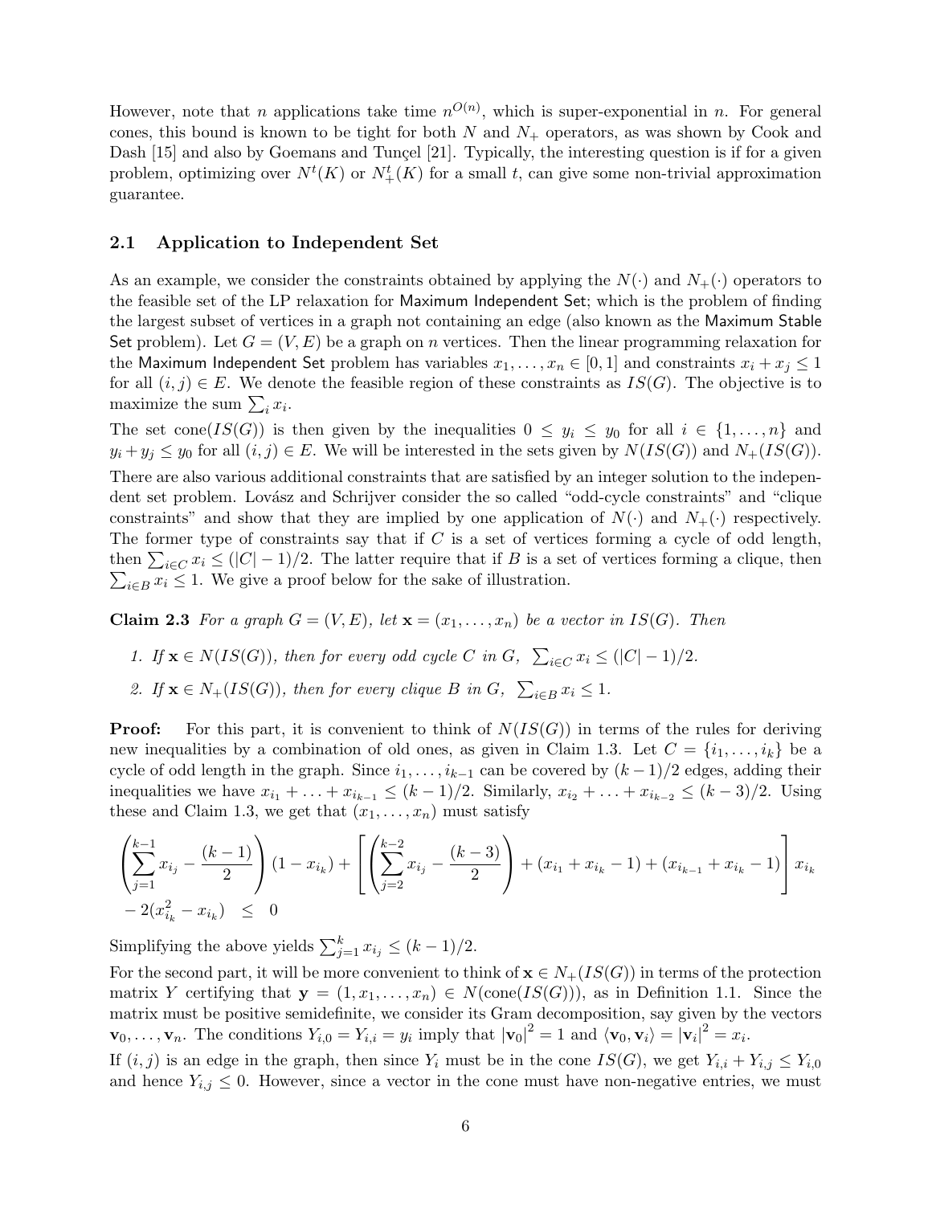However, note that $n$ applications take time $n^{O(n)}$, which is super-exponential in $n$. For general cones, this bound is known to be tight for both $N$ and $N_+$ operators, as was shown by Cook and Dash [15] and also by Goemans and Tunçel [21]. Typically, the interesting question is if for a given problem, optimizing over $N^t(K)$ or $N_+^t(K)$ for a small $t$, can give some non-trivial approximation guarantee.

## 2.1 Application to Independent Set

As an example, we consider the constraints obtained by applying the $N(\cdot)$ and $N_+(\cdot)$ operators to the feasible set of the LP relaxation for Maximum Independent Set; which is the problem of finding the largest subset of vertices in a graph not containing an edge (also known as the Maximum Stable Set problem). Let $G = (V, E)$ be a graph on $n$ vertices. Then the linear programming relaxation for the Maximum Independent Set problem has variables $x_1, \ldots, x_n \in [0, 1]$ and constraints $x_i + x_j \leq 1$ for all $(i, j) \in E$. We denote the feasible region of these constraints as $IS(G)$. The objective is to maximize the sum $\sum_i x_i$.

The set cone$(IS(G))$ is then given by the inequalities $0 \leq y_i \leq y_0$ for all $i \in \{1, \ldots, n\}$ and $y_i + y_j \leq y_0$ for all $(i, j) \in E$. We will be interested in the sets given by $N(IS(G))$ and $N_+(IS(G))$.

There are also various additional constraints that are satisfied by an integer solution to the independent set problem. Lovász and Schrijver consider the so called "odd-cycle constraints" and "clique constraints" and show that they are implied by one application of $N(\cdot)$ and $N_+(\cdot)$ respectively. The former type of constraints say that if $C$ is a set of vertices forming a cycle of odd length, then $\sum_{i \in C} x_i \leq (|C| - 1)/2$. The latter require that if $B$ is a set of vertices forming a clique, then $\sum_{i \in B} x_i \leq 1$. We give a proof below for the sake of illustration.

**Claim 2.3** *For a graph $G = (V, E)$, let $\mathbf{x} = (x_1, \ldots, x_n)$ be a vector in $IS(G)$. Then*

1. *If $\mathbf{x} \in N(IS(G))$, then for every odd cycle $C$ in $G$, $\sum_{i \in C} x_i \leq (|C| - 1)/2$.*
2. *If $\mathbf{x} \in N_+(IS(G))$, then for every clique $B$ in $G$, $\sum_{i \in B} x_i \leq 1$.*

**Proof:** For this part, it is convenient to think of $N(IS(G))$ in terms of the rules for deriving new inequalities by a combination of old ones, as given in Claim 1.3. Let $C = \{i_1, \ldots, i_k\}$ be a cycle of odd length in the graph. Since $i_1, \ldots, i_{k-1}$ can be covered by $(k-1)/2$ edges, adding their inequalities we have $x_{i_1} + \ldots + x_{i_{k-1}} \leq (k-1)/2$. Similarly, $x_{i_2} + \ldots + x_{i_{k-2}} \leq (k-3)/2$. Using these and Claim 1.3, we get that $(x_1, \ldots, x_n)$ must satisfy

$$
\left(\sum_{j=1}^{k-1} x_{i_j} - \frac{(k-1)}{2}\right)(1 - x_{i_k}) + \left[\left(\sum_{j=2}^{k-2} x_{i_j} - \frac{(k-3)}{2}\right) + (x_{i_1} + x_{i_k} - 1) + (x_{i_{k-1}} + x_{i_k} - 1)\right] x_{i_k}
$$
$$
- 2(x_{i_k}^2 - x_{i_k}) \quad \leq \quad 0
$$

Simplifying the above yields $\sum_{j=1}^{k} x_{i_j} \leq (k-1)/2$.

For the second part, it will be more convenient to think of $\mathbf{x} \in N_+(IS(G))$ in terms of the protection matrix $Y$ certifying that $\mathbf{y} = (1, x_1, \ldots, x_n) \in N(\text{cone}(IS(G)))$, as in Definition 1.1. Since the matrix must be positive semidefinite, we consider its Gram decomposition, say given by the vectors $\mathbf{v}_0, \ldots, \mathbf{v}_n$. The conditions $Y_{i,0} = Y_{i,i} = y_i$ imply that $|\mathbf{v}_0|^2 = 1$ and $\langle \mathbf{v}_0, \mathbf{v}_i \rangle = |\mathbf{v}_i|^2 = x_i$.

If $(i, j)$ is an edge in the graph, then since $Y_i$ must be in the cone $IS(G)$, we get $Y_{i,i} + Y_{i,j} \leq Y_{i,0}$ and hence $Y_{i,j} \leq 0$. However, since a vector in the cone must have non-negative entries, we must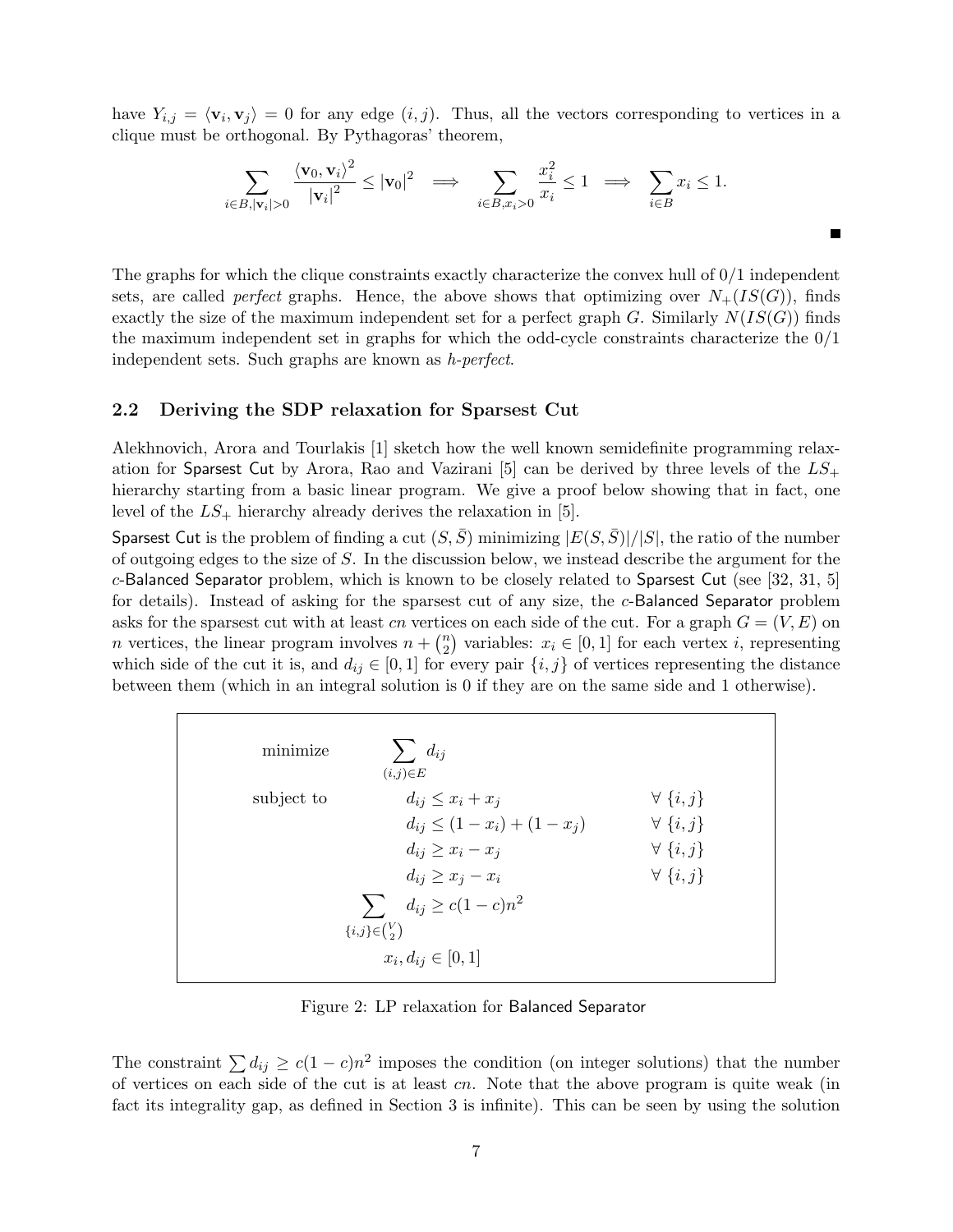have $Y_{i,j} = \langle \mathbf{v}_i, \mathbf{v}_j \rangle = 0$ for any edge $(i,j)$. Thus, all the vectors corresponding to vertices in a clique must be orthogonal. By Pythagoras' theorem,

$$\sum_{i \in B, |\mathbf{v}_i| > 0} \frac{\langle \mathbf{v}_0, \mathbf{v}_i \rangle^2}{|\mathbf{v}_i|^2} \leq |\mathbf{v}_0|^2 \implies \sum_{i \in B, x_i > 0} \frac{x_i^2}{x_i} \leq 1 \implies \sum_{i \in B} x_i \leq 1.$$

■

The graphs for which the clique constraints exactly characterize the convex hull of 0/1 independent sets, are called *perfect* graphs. Hence, the above shows that optimizing over $N_+(IS(G))$, finds exactly the size of the maximum independent set for a perfect graph $G$. Similarly $N(IS(G))$ finds the maximum independent set in graphs for which the odd-cycle constraints characterize the 0/1 independent sets. Such graphs are known as *h-perfect*.

## 2.2 Deriving the SDP relaxation for Sparsest Cut

Alekhnovich, Arora and Tourlakis [1] sketch how the well known semidefinite programming relaxation for Sparsest Cut by Arora, Rao and Vazirani [5] can be derived by three levels of the $LS_+$ hierarchy starting from a basic linear program. We give a proof below showing that in fact, one level of the $LS_+$ hierarchy already derives the relaxation in [5].

Sparsest Cut is the problem of finding a cut $(S, \bar{S})$ minimizing $|E(S, \bar{S})|/|S|$, the ratio of the number of outgoing edges to the size of $S$. In the discussion below, we instead describe the argument for the $c$-Balanced Separator problem, which is known to be closely related to Sparsest Cut (see [32, 31, 5] for details). Instead of asking for the sparsest cut of any size, the $c$-Balanced Separator problem asks for the sparsest cut with at least $cn$ vertices on each side of the cut. For a graph $G = (V, E)$ on $n$ vertices, the linear program involves $n + \binom{n}{2}$ variables: $x_i \in [0,1]$ for each vertex $i$, representing which side of the cut it is, and $d_{ij} \in [0,1]$ for every pair $\{i,j\}$ of vertices representing the distance between them (which in an integral solution is 0 if they are on the same side and 1 otherwise).

$$
\begin{array}{lll}
\text{minimize} & \displaystyle\sum_{(i,j) \in E} d_{ij} & \\
\text{subject to} & d_{ij} \leq x_i + x_j & \forall \{i,j\} \\
 & d_{ij} \leq (1 - x_i) + (1 - x_j) & \forall \{i,j\} \\
 & d_{ij} \geq x_i - x_j & \forall \{i,j\} \\
 & d_{ij} \geq x_j - x_i & \forall \{i,j\} \\
 & \displaystyle\sum_{\{i,j\} \in \binom{V}{2}} d_{ij} \geq c(1-c)n^2 & \\
 & x_i, d_{ij} \in [0,1] &
\end{array}
$$

Figure 2: LP relaxation for Balanced Separator

The constraint $\sum d_{ij} \geq c(1-c)n^2$ imposes the condition (on integer solutions) that the number of vertices on each side of the cut is at least $cn$. Note that the above program is quite weak (in fact its integrality gap, as defined in Section 3 is infinite). This can be seen by using the solution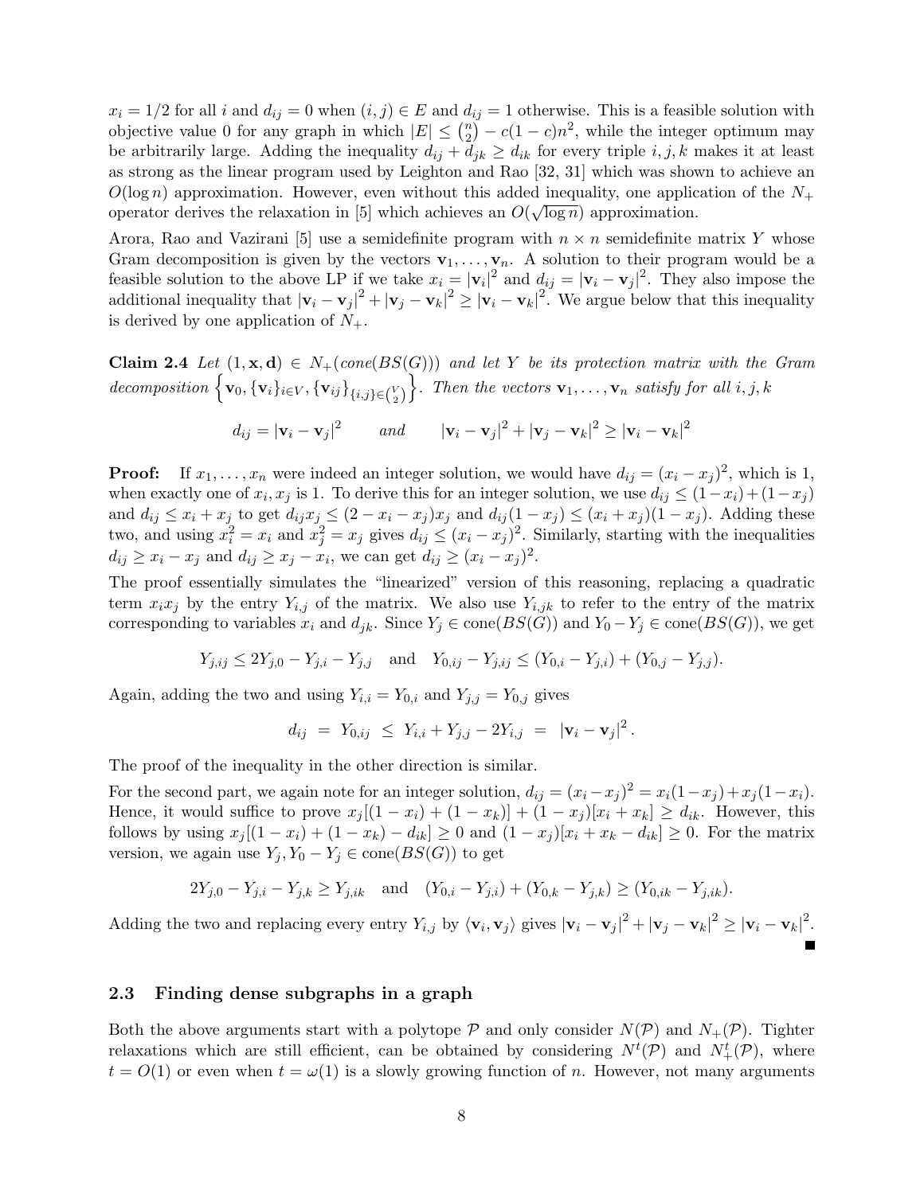$x_i = 1/2$ for all $i$ and $d_{ij} = 0$ when $(i,j) \in E$ and $d_{ij} = 1$ otherwise. This is a feasible solution with objective value 0 for any graph in which $|E| \leq \binom{n}{2} - c(1-c)n^2$, while the integer optimum may be arbitrarily large. Adding the inequality $d_{ij} + d_{jk} \geq d_{ik}$ for every triple $i, j, k$ makes it at least as strong as the linear program used by Leighton and Rao [32, 31] which was shown to achieve an $O(\log n)$ approximation. However, even without this added inequality, one application of the $N_+$ operator derives the relaxation in [5] which achieves an $O(\sqrt{\log n})$ approximation.

Arora, Rao and Vazirani [5] use a semidefinite program with $n \times n$ semidefinite matrix $Y$ whose Gram decomposition is given by the vectors $\mathbf{v}_1, \ldots, \mathbf{v}_n$. A solution to their program would be a feasible solution to the above LP if we take $x_i = |\mathbf{v}_i|^2$ and $d_{ij} = |\mathbf{v}_i - \mathbf{v}_j|^2$. They also impose the additional inequality that $|\mathbf{v}_i - \mathbf{v}_j|^2 + |\mathbf{v}_j - \mathbf{v}_k|^2 \geq |\mathbf{v}_i - \mathbf{v}_k|^2$. We argue below that this inequality is derived by one application of $N_+$.

**Claim 2.4** *Let $(1, \mathbf{x}, \mathbf{d}) \in N_+(cone(BS(G)))$ and let $Y$ be its protection matrix with the Gram decomposition $\left\{\mathbf{v}_0, \{\mathbf{v}_i\}_{i \in V}, \{\mathbf{v}_{ij}\}_{\{i,j\} \in \binom{V}{2}}\right\}$. Then the vectors $\mathbf{v}_1, \ldots, \mathbf{v}_n$ satisfy for all $i, j, k$*

$$d_{ij} = |\mathbf{v}_i - \mathbf{v}_j|^2 \qquad \text{and} \qquad |\mathbf{v}_i - \mathbf{v}_j|^2 + |\mathbf{v}_j - \mathbf{v}_k|^2 \geq |\mathbf{v}_i - \mathbf{v}_k|^2$$

**Proof:** If $x_1, \ldots, x_n$ were indeed an integer solution, we would have $d_{ij} = (x_i - x_j)^2$, which is 1, when exactly one of $x_i, x_j$ is 1. To derive this for an integer solution, we use $d_{ij} \leq (1-x_i) + (1-x_j)$ and $d_{ij} \leq x_i + x_j$ to get $d_{ij} x_j \leq (2 - x_i - x_j) x_j$ and $d_{ij}(1 - x_j) \leq (x_i + x_j)(1 - x_j)$. Adding these two, and using $x_i^2 = x_i$ and $x_j^2 = x_j$ gives $d_{ij} \leq (x_i - x_j)^2$. Similarly, starting with the inequalities $d_{ij} \geq x_i - x_j$ and $d_{ij} \geq x_j - x_i$, we can get $d_{ij} \geq (x_i - x_j)^2$.

The proof essentially simulates the "linearized" version of this reasoning, replacing a quadratic term $x_i x_j$ by the entry $Y_{i,j}$ of the matrix. We also use $Y_{i,jk}$ to refer to the entry of the matrix corresponding to variables $x_i$ and $d_{jk}$. Since $Y_j \in \text{cone}(BS(G))$ and $Y_0 - Y_j \in \text{cone}(BS(G))$, we get

$$Y_{j,ij} \leq 2Y_{j,0} - Y_{j,i} - Y_{j,j} \quad \text{and} \quad Y_{0,ij} - Y_{j,ij} \leq (Y_{0,i} - Y_{j,i}) + (Y_{0,j} - Y_{j,j}).$$

Again, adding the two and using $Y_{i,i} = Y_{0,i}$ and $Y_{j,j} = Y_{0,j}$ gives

$$d_{ij} \;=\; Y_{0,ij} \;\leq\; Y_{i,i} + Y_{j,j} - 2Y_{i,j} \;=\; |\mathbf{v}_i - \mathbf{v}_j|^2 .$$

The proof of the inequality in the other direction is similar.

For the second part, we again note for an integer solution, $d_{ij} = (x_i - x_j)^2 = x_i(1-x_j) + x_j(1-x_i)$. Hence, it would suffice to prove $x_j[(1-x_i) + (1-x_k)] + (1-x_j)[x_i + x_k] \geq d_{ik}$. However, this follows by using $x_j[(1-x_i) + (1-x_k) - d_{ik}] \geq 0$ and $(1-x_j)[x_i + x_k - d_{ik}] \geq 0$. For the matrix version, we again use $Y_j, Y_0 - Y_j \in \text{cone}(BS(G))$ to get

$$2Y_{j,0} - Y_{j,i} - Y_{j,k} \geq Y_{j,ik} \quad \text{and} \quad (Y_{0,i} - Y_{j,i}) + (Y_{0,k} - Y_{j,k}) \geq (Y_{0,ik} - Y_{j,ik}).$$

Adding the two and replacing every entry $Y_{i,j}$ by $\langle \mathbf{v}_i, \mathbf{v}_j \rangle$ gives $|\mathbf{v}_i - \mathbf{v}_j|^2 + |\mathbf{v}_j - \mathbf{v}_k|^2 \geq |\mathbf{v}_i - \mathbf{v}_k|^2$. ∎

### 2.3 Finding dense subgraphs in a graph

Both the above arguments start with a polytope $\mathcal{P}$ and only consider $N(\mathcal{P})$ and $N_+(\mathcal{P})$. Tighter relaxations which are still efficient, can be obtained by considering $N^t(\mathcal{P})$ and $N_+^t(\mathcal{P})$, where $t = O(1)$ or even when $t = \omega(1)$ is a slowly growing function of $n$. However, not many arguments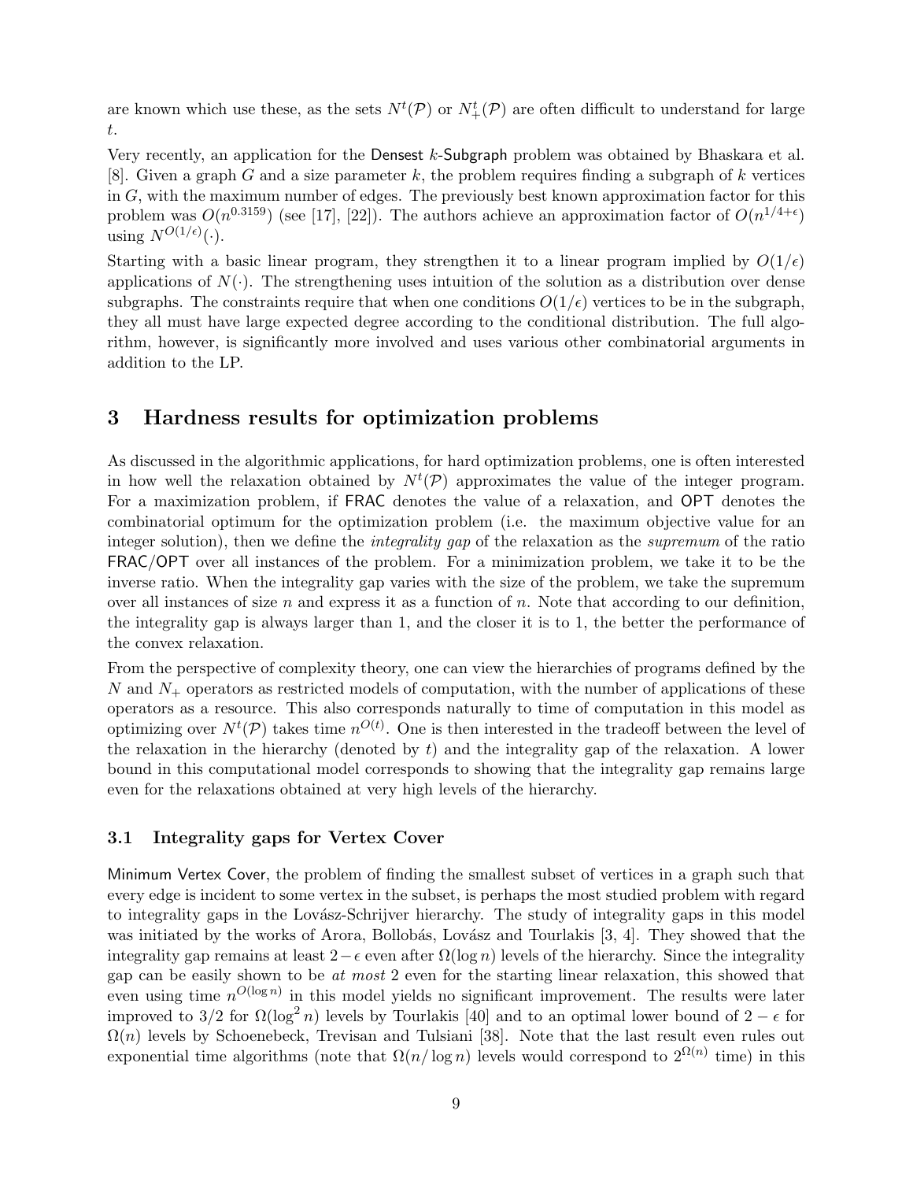are known which use these, as the sets $N^t(\mathcal{P})$ or $N_+^t(\mathcal{P})$ are often difficult to understand for large $t$.

Very recently, an application for the Densest $k$-Subgraph problem was obtained by Bhaskara et al. [8]. Given a graph $G$ and a size parameter $k$, the problem requires finding a subgraph of $k$ vertices in $G$, with the maximum number of edges. The previously best known approximation factor for this problem was $O(n^{0.3159})$ (see [17], [22]). The authors achieve an approximation factor of $O(n^{1/4+\epsilon})$ using $N^{O(1/\epsilon)}(\cdot)$.

Starting with a basic linear program, they strengthen it to a linear program implied by $O(1/\epsilon)$ applications of $N(\cdot)$. The strengthening uses intuition of the solution as a distribution over dense subgraphs. The constraints require that when one conditions $O(1/\epsilon)$ vertices to be in the subgraph, they all must have large expected degree according to the conditional distribution. The full algorithm, however, is significantly more involved and uses various other combinatorial arguments in addition to the LP.

# 3 Hardness results for optimization problems

As discussed in the algorithmic applications, for hard optimization problems, one is often interested in how well the relaxation obtained by $N^t(\mathcal{P})$ approximates the value of the integer program. For a maximization problem, if FRAC denotes the value of a relaxation, and OPT denotes the combinatorial optimum for the optimization problem (i.e. the maximum objective value for an integer solution), then we define the *integrality gap* of the relaxation as the *supremum* of the ratio FRAC/OPT over all instances of the problem. For a minimization problem, we take it to be the inverse ratio. When the integrality gap varies with the size of the problem, we take the supremum over all instances of size $n$ and express it as a function of $n$. Note that according to our definition, the integrality gap is always larger than 1, and the closer it is to 1, the better the performance of the convex relaxation.

From the perspective of complexity theory, one can view the hierarchies of programs defined by the $N$ and $N_+$ operators as restricted models of computation, with the number of applications of these operators as a resource. This also corresponds naturally to time of computation in this model as optimizing over $N^t(\mathcal{P})$ takes time $n^{O(t)}$. One is then interested in the tradeoff between the level of the relaxation in the hierarchy (denoted by $t$) and the integrality gap of the relaxation. A lower bound in this computational model corresponds to showing that the integrality gap remains large even for the relaxations obtained at very high levels of the hierarchy.

## 3.1 Integrality gaps for Vertex Cover

Minimum Vertex Cover, the problem of finding the smallest subset of vertices in a graph such that every edge is incident to some vertex in the subset, is perhaps the most studied problem with regard to integrality gaps in the Lovász-Schrijver hierarchy. The study of integrality gaps in this model was initiated by the works of Arora, Bollobás, Lovász and Tourlakis [3, 4]. They showed that the integrality gap remains at least $2-\epsilon$ even after $\Omega(\log n)$ levels of the hierarchy. Since the integrality gap can be easily shown to be *at most* 2 even for the starting linear relaxation, this showed that even using time $n^{O(\log n)}$ in this model yields no significant improvement. The results were later improved to $3/2$ for $\Omega(\log^2 n)$ levels by Tourlakis [40] and to an optimal lower bound of $2-\epsilon$ for $\Omega(n)$ levels by Schoenebeck, Trevisan and Tulsiani [38]. Note that the last result even rules out exponential time algorithms (note that $\Omega(n/\log n)$ levels would correspond to $2^{\Omega(n)}$ time) in this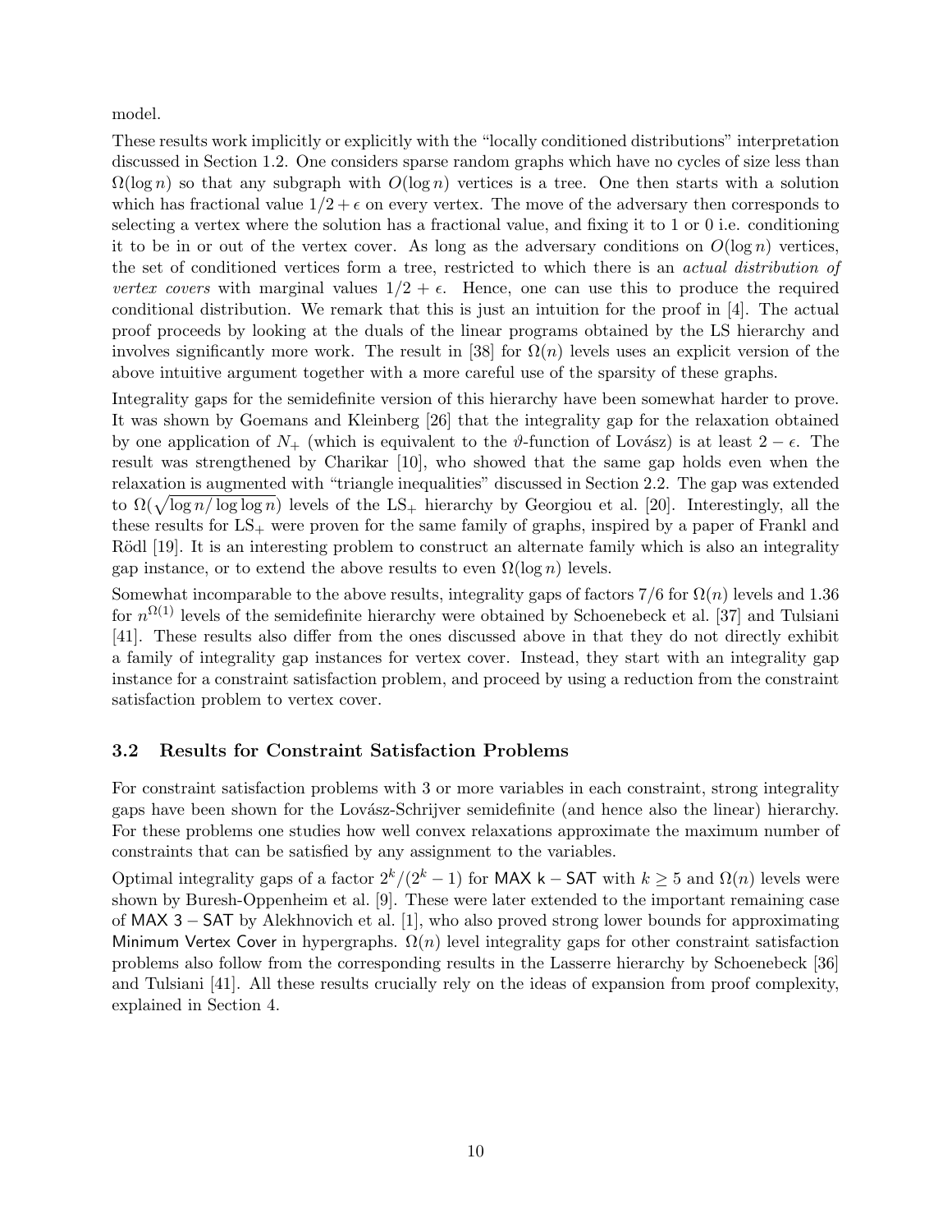model.

These results work implicitly or explicitly with the "locally conditioned distributions" interpretation discussed in Section 1.2. One considers sparse random graphs which have no cycles of size less than $\Omega(\log n)$ so that any subgraph with $O(\log n)$ vertices is a tree. One then starts with a solution which has fractional value $1/2 + \epsilon$ on every vertex. The move of the adversary then corresponds to selecting a vertex where the solution has a fractional value, and fixing it to 1 or 0 i.e. conditioning it to be in or out of the vertex cover. As long as the adversary conditions on $O(\log n)$ vertices, the set of conditioned vertices form a tree, restricted to which there is an *actual distribution of vertex covers* with marginal values $1/2 + \epsilon$. Hence, one can use this to produce the required conditional distribution. We remark that this is just an intuition for the proof in [4]. The actual proof proceeds by looking at the duals of the linear programs obtained by the LS hierarchy and involves significantly more work. The result in [38] for $\Omega(n)$ levels uses an explicit version of the above intuitive argument together with a more careful use of the sparsity of these graphs.

Integrality gaps for the semidefinite version of this hierarchy have been somewhat harder to prove. It was shown by Goemans and Kleinberg [26] that the integrality gap for the relaxation obtained by one application of $N_+$ (which is equivalent to the $\vartheta$-function of Lovász) is at least $2 - \epsilon$. The result was strengthened by Charikar [10], who showed that the same gap holds even when the relaxation is augmented with "triangle inequalities" discussed in Section 2.2. The gap was extended to $\Omega(\sqrt{\log n / \log \log n})$ levels of the $\text{LS}_+$ hierarchy by Georgiou et al. [20]. Interestingly, all the these results for $\text{LS}_+$ were proven for the same family of graphs, inspired by a paper of Frankl and Rödl [19]. It is an interesting problem to construct an alternate family which is also an integrality gap instance, or to extend the above results to even $\Omega(\log n)$ levels.

Somewhat incomparable to the above results, integrality gaps of factors $7/6$ for $\Omega(n)$ levels and 1.36 for $n^{\Omega(1)}$ levels of the semidefinite hierarchy were obtained by Schoenebeck et al. [37] and Tulsiani [41]. These results also differ from the ones discussed above in that they do not directly exhibit a family of integrality gap instances for vertex cover. Instead, they start with an integrality gap instance for a constraint satisfaction problem, and proceed by using a reduction from the constraint satisfaction problem to vertex cover.

### 3.2 Results for Constraint Satisfaction Problems

For constraint satisfaction problems with 3 or more variables in each constraint, strong integrality gaps have been shown for the Lovász-Schrijver semidefinite (and hence also the linear) hierarchy. For these problems one studies how well convex relaxations approximate the maximum number of constraints that can be satisfied by any assignment to the variables.

Optimal integrality gaps of a factor $2^k/(2^k - 1)$ for $\mathsf{MAX\ k-SAT}$ with $k \geq 5$ and $\Omega(n)$ levels were shown by Buresh-Oppenheim et al. [9]. These were later extended to the important remaining case of $\mathsf{MAX\ 3-SAT}$ by Alekhnovich et al. [1], who also proved strong lower bounds for approximating Minimum Vertex Cover in hypergraphs. $\Omega(n)$ level integrality gaps for other constraint satisfaction problems also follow from the corresponding results in the Lasserre hierarchy by Schoenebeck [36] and Tulsiani [41]. All these results crucially rely on the ideas of expansion from proof complexity, explained in Section 4.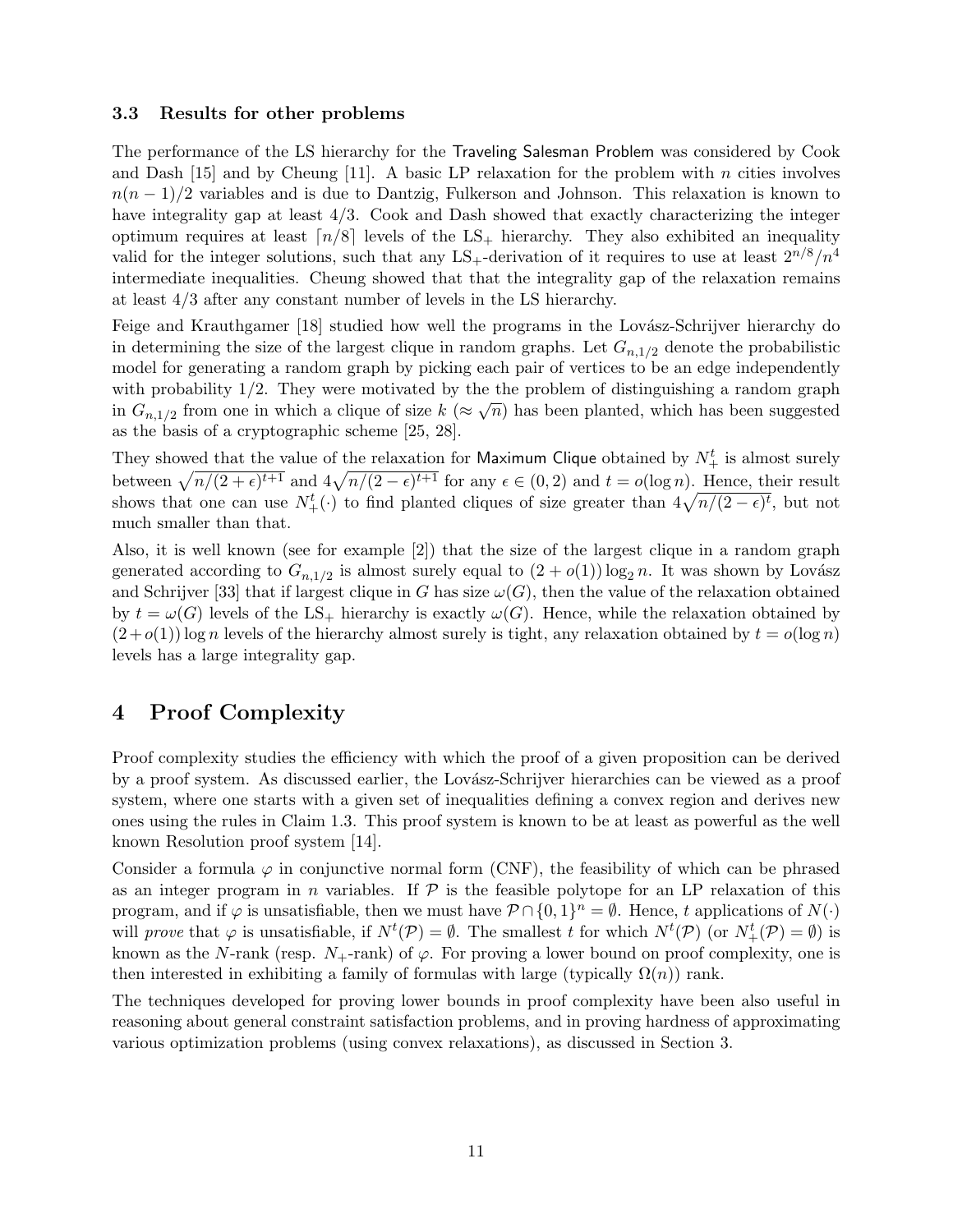### 3.3 Results for other problems

The performance of the LS hierarchy for the Traveling Salesman Problem was considered by Cook and Dash [15] and by Cheung [11]. A basic LP relaxation for the problem with $n$ cities involves $n(n-1)/2$ variables and is due to Dantzig, Fulkerson and Johnson. This relaxation is known to have integrality gap at least $4/3$. Cook and Dash showed that exactly characterizing the integer optimum requires at least $\lceil n/8 \rceil$ levels of the $\text{LS}_+$ hierarchy. They also exhibited an inequality valid for the integer solutions, such that any $\text{LS}_+$-derivation of it requires to use at least $2^{n/8}/n^4$ intermediate inequalities. Cheung showed that that the integrality gap of the relaxation remains at least $4/3$ after any constant number of levels in the LS hierarchy.

Feige and Krauthgamer [18] studied how well the programs in the Lovász-Schrijver hierarchy do in determining the size of the largest clique in random graphs. Let $G_{n,1/2}$ denote the probabilistic model for generating a random graph by picking each pair of vertices to be an edge independently with probability $1/2$. They were motivated by the the problem of distinguishing a random graph in $G_{n,1/2}$ from one in which a clique of size $k$ ($\approx \sqrt{n}$) has been planted, which has been suggested as the basis of a cryptographic scheme [25, 28].

They showed that the value of the relaxation for Maximum Clique obtained by $N_+^t$ is almost surely between $\sqrt{n/(2+\epsilon)^{t+1}}$ and $4\sqrt{n/(2-\epsilon)^{t+1}}$ for any $\epsilon \in (0,2)$ and $t = o(\log n)$. Hence, their result shows that one can use $N_+^t(\cdot)$ to find planted cliques of size greater than $4\sqrt{n/(2-\epsilon)^t}$, but not much smaller than that.

Also, it is well known (see for example [2]) that the size of the largest clique in a random graph generated according to $G_{n,1/2}$ is almost surely equal to $(2+o(1))\log_2 n$. It was shown by Lovász and Schrijver [33] that if largest clique in $G$ has size $\omega(G)$, then the value of the relaxation obtained by $t = \omega(G)$ levels of the $\text{LS}_+$ hierarchy is exactly $\omega(G)$. Hence, while the relaxation obtained by $(2+o(1))\log n$ levels of the hierarchy almost surely is tight, any relaxation obtained by $t = o(\log n)$ levels has a large integrality gap.

# 4 Proof Complexity

Proof complexity studies the efficiency with which the proof of a given proposition can be derived by a proof system. As discussed earlier, the Lovász-Schrijver hierarchies can be viewed as a proof system, where one starts with a given set of inequalities defining a convex region and derives new ones using the rules in Claim 1.3. This proof system is known to be at least as powerful as the well known Resolution proof system [14].

Consider a formula $\varphi$ in conjunctive normal form (CNF), the feasibility of which can be phrased as an integer program in $n$ variables. If $\mathcal{P}$ is the feasible polytope for an LP relaxation of this program, and if $\varphi$ is unsatisfiable, then we must have $\mathcal{P} \cap \{0,1\}^n = \emptyset$. Hence, $t$ applications of $N(\cdot)$ will *prove* that $\varphi$ is unsatisfiable, if $N^t(\mathcal{P}) = \emptyset$. The smallest $t$ for which $N^t(\mathcal{P})$ (or $N_+^t(\mathcal{P}) = \emptyset$) is known as the $N$-rank (resp. $N_+$-rank) of $\varphi$. For proving a lower bound on proof complexity, one is then interested in exhibiting a family of formulas with large (typically $\Omega(n)$) rank.

The techniques developed for proving lower bounds in proof complexity have been also useful in reasoning about general constraint satisfaction problems, and in proving hardness of approximating various optimization problems (using convex relaxations), as discussed in Section 3.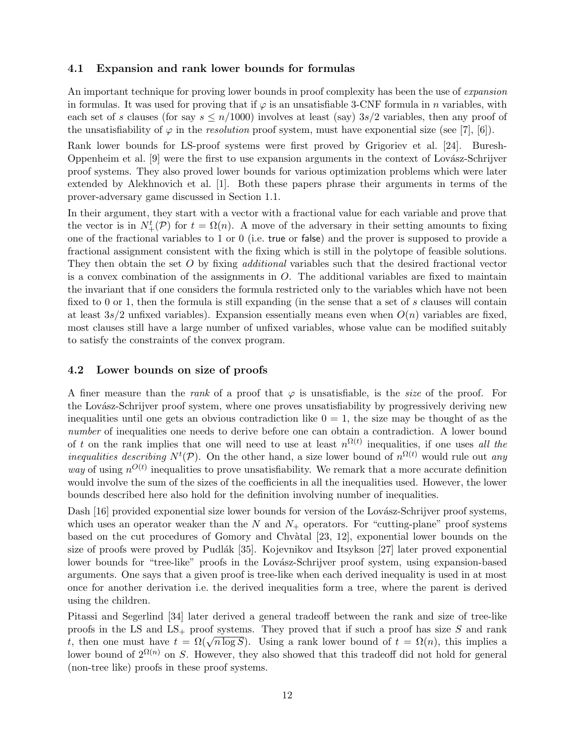### 4.1 Expansion and rank lower bounds for formulas

An important technique for proving lower bounds in proof complexity has been the use of *expansion* in formulas. It was used for proving that if $\varphi$ is an unsatisfiable 3-CNF formula in $n$ variables, with each set of $s$ clauses (for say $s \leq n/1000$) involves at least (say) $3s/2$ variables, then any proof of the unsatisfiability of $\varphi$ in the *resolution* proof system, must have exponential size (see [7], [6]).

Rank lower bounds for LS-proof systems were first proved by Grigoriev et al. [24]. Buresh-Oppenheim et al. [9] were the first to use expansion arguments in the context of Lovász-Schrijver proof systems. They also proved lower bounds for various optimization problems which were later extended by Alekhnovich et al. [1]. Both these papers phrase their arguments in terms of the prover-adversary game discussed in Section 1.1.

In their argument, they start with a vector with a fractional value for each variable and prove that the vector is in $N_+^t(\mathcal{P})$ for $t = \Omega(n)$. A move of the adversary in their setting amounts to fixing one of the fractional variables to 1 or 0 (i.e. true or false) and the prover is supposed to provide a fractional assignment consistent with the fixing which is still in the polytope of feasible solutions. They then obtain the set $O$ by fixing *additional* variables such that the desired fractional vector is a convex combination of the assignments in $O$. The additional variables are fixed to maintain the invariant that if one considers the formula restricted only to the variables which have not been fixed to 0 or 1, then the formula is still expanding (in the sense that a set of $s$ clauses will contain at least $3s/2$ unfixed variables). Expansion essentially means even when $O(n)$ variables are fixed, most clauses still have a large number of unfixed variables, whose value can be modified suitably to satisfy the constraints of the convex program.

### 4.2 Lower bounds on size of proofs

A finer measure than the *rank* of a proof that $\varphi$ is unsatisfiable, is the *size* of the proof. For the Lovász-Schrijver proof system, where one proves unsatisfiability by progressively deriving new inequalities until one gets an obvious contradiction like $0 = 1$, the size may be thought of as the *number* of inequalities one needs to derive before one can obtain a contradiction. A lower bound of $t$ on the rank implies that one will need to use at least $n^{\Omega(t)}$ inequalities, if one uses *all the inequalities describing* $N^t(\mathcal{P})$. On the other hand, a size lower bound of $n^{\Omega(t)}$ would rule out *any way* of using $n^{O(t)}$ inequalities to prove unsatisfiability. We remark that a more accurate definition would involve the sum of the sizes of the coefficients in all the inequalities used. However, the lower bounds described here also hold for the definition involving number of inequalities.

Dash [16] provided exponential size lower bounds for version of the Lovász-Schrijver proof systems, which uses an operator weaker than the $N$ and $N_+$ operators. For "cutting-plane" proof systems based on the cut procedures of Gomory and Chvàtal [23, 12], exponential lower bounds on the size of proofs were proved by Pudlák [35]. Kojevnikov and Itsykson [27] later proved exponential lower bounds for "tree-like" proofs in the Lovász-Schrijver proof system, using expansion-based arguments. One says that a given proof is tree-like when each derived inequality is used in at most once for another derivation i.e. the derived inequalities form a tree, where the parent is derived using the children.

Pitassi and Segerlind [34] later derived a general tradeoff between the rank and size of tree-like proofs in the LS and $\text{LS}_+$ proof systems. They proved that if such a proof has size $S$ and rank $t$, then one must have $t = \Omega(\sqrt{n \log S})$. Using a rank lower bound of $t = \Omega(n)$, this implies a lower bound of $2^{\Omega(n)}$ on $S$. However, they also showed that this tradeoff did not hold for general (non-tree like) proofs in these proof systems.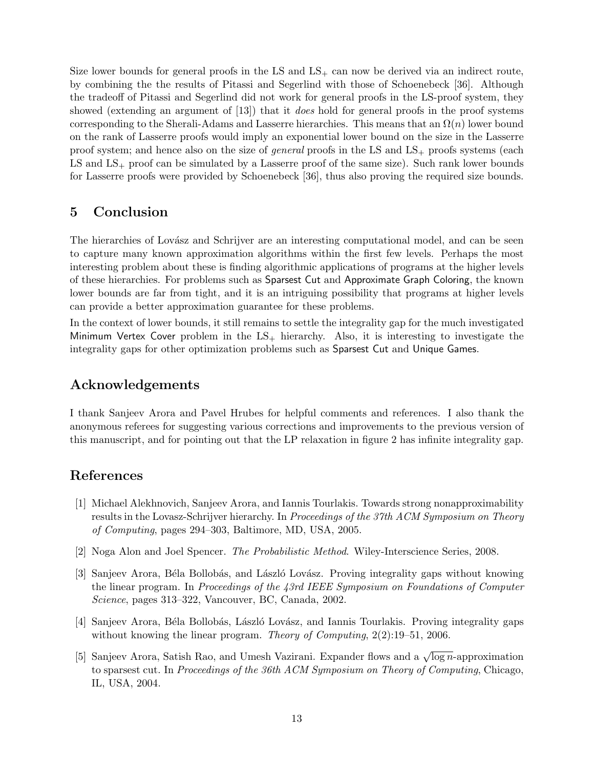Size lower bounds for general proofs in the LS and $\mathrm{LS}_+$ can now be derived via an indirect route, by combining the the results of Pitassi and Segerlind with those of Schoenebeck [36]. Although the tradeoff of Pitassi and Segerlind did not work for general proofs in the LS-proof system, they showed (extending an argument of [13]) that it *does* hold for general proofs in the proof systems corresponding to the Sherali-Adams and Lasserre hierarchies. This means that an $\Omega(n)$ lower bound on the rank of Lasserre proofs would imply an exponential lower bound on the size in the Lasserre proof system; and hence also on the size of *general* proofs in the LS and $\mathrm{LS}_+$ proofs systems (each LS and $\mathrm{LS}_+$ proof can be simulated by a Lasserre proof of the same size). Such rank lower bounds for Lasserre proofs were provided by Schoenebeck [36], thus also proving the required size bounds.

## 5 Conclusion

The hierarchies of Lovász and Schrijver are an interesting computational model, and can be seen to capture many known approximation algorithms within the first few levels. Perhaps the most interesting problem about these is finding algorithmic applications of programs at the higher levels of these hierarchies. For problems such as Sparsest Cut and Approximate Graph Coloring, the known lower bounds are far from tight, and it is an intriguing possibility that programs at higher levels can provide a better approximation guarantee for these problems.

In the context of lower bounds, it still remains to settle the integrality gap for the much investigated Minimum Vertex Cover problem in the $\mathrm{LS}_+$ hierarchy. Also, it is interesting to investigate the integrality gaps for other optimization problems such as Sparsest Cut and Unique Games.

## Acknowledgements

I thank Sanjeev Arora and Pavel Hrubes for helpful comments and references. I also thank the anonymous referees for suggesting various corrections and improvements to the previous version of this manuscript, and for pointing out that the LP relaxation in figure 2 has infinite integrality gap.

## References

[1] Michael Alekhnovich, Sanjeev Arora, and Iannis Tourlakis. Towards strong nonapproximability results in the Lovasz-Schrijver hierarchy. In *Proceedings of the 37th ACM Symposium on Theory of Computing*, pages 294–303, Baltimore, MD, USA, 2005.

[2] Noga Alon and Joel Spencer. *The Probabilistic Method*. Wiley-Interscience Series, 2008.

[3] Sanjeev Arora, Béla Bollobás, and László Lovász. Proving integrality gaps without knowing the linear program. In *Proceedings of the 43rd IEEE Symposium on Foundations of Computer Science*, pages 313–322, Vancouver, BC, Canada, 2002.

[4] Sanjeev Arora, Béla Bollobás, László Lovász, and Iannis Tourlakis. Proving integrality gaps without knowing the linear program. *Theory of Computing*, 2(2):19–51, 2006.

[5] Sanjeev Arora, Satish Rao, and Umesh Vazirani. Expander flows and a $\sqrt{\log n}$-approximation to sparsest cut. In *Proceedings of the 36th ACM Symposium on Theory of Computing*, Chicago, IL, USA, 2004.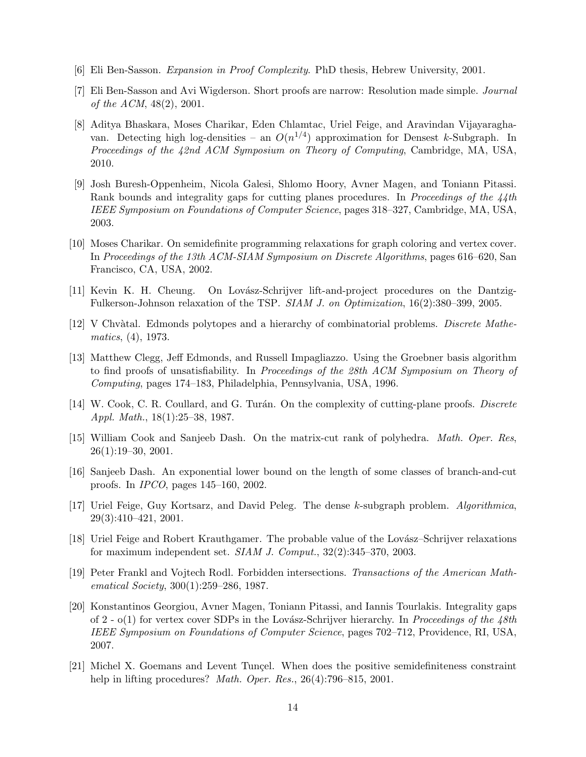[6] Eli Ben-Sasson. *Expansion in Proof Complexity*. PhD thesis, Hebrew University, 2001.

[7] Eli Ben-Sasson and Avi Wigderson. Short proofs are narrow: Resolution made simple. *Journal of the ACM*, 48(2), 2001.

[8] Aditya Bhaskara, Moses Charikar, Eden Chlamtac, Uriel Feige, and Aravindan Vijayaraghavan. Detecting high log-densities – an $O(n^{1/4})$ approximation for Densest $k$-Subgraph. In *Proceedings of the 42nd ACM Symposium on Theory of Computing*, Cambridge, MA, USA, 2010.

[9] Josh Buresh-Oppenheim, Nicola Galesi, Shlomo Hoory, Avner Magen, and Toniann Pitassi. Rank bounds and integrality gaps for cutting planes procedures. In *Proceedings of the 44th IEEE Symposium on Foundations of Computer Science*, pages 318–327, Cambridge, MA, USA, 2003.

[10] Moses Charikar. On semidefinite programming relaxations for graph coloring and vertex cover. In *Proceedings of the 13th ACM-SIAM Symposium on Discrete Algorithms*, pages 616–620, San Francisco, CA, USA, 2002.

[11] Kevin K. H. Cheung. On Lovász-Schrijver lift-and-project procedures on the Dantzig-Fulkerson-Johnson relaxation of the TSP. *SIAM J. on Optimization*, 16(2):380–399, 2005.

[12] V Chvàtal. Edmonds polytopes and a hierarchy of combinatorial problems. *Discrete Mathematics*, (4), 1973.

[13] Matthew Clegg, Jeff Edmonds, and Russell Impagliazzo. Using the Groebner basis algorithm to find proofs of unsatisfiability. In *Proceedings of the 28th ACM Symposium on Theory of Computing*, pages 174–183, Philadelphia, Pennsylvania, USA, 1996.

[14] W. Cook, C. R. Coullard, and G. Turán. On the complexity of cutting-plane proofs. *Discrete Appl. Math.*, 18(1):25–38, 1987.

[15] William Cook and Sanjeeb Dash. On the matrix-cut rank of polyhedra. *Math. Oper. Res*, 26(1):19–30, 2001.

[16] Sanjeeb Dash. An exponential lower bound on the length of some classes of branch-and-cut proofs. In *IPCO*, pages 145–160, 2002.

[17] Uriel Feige, Guy Kortsarz, and David Peleg. The dense $k$-subgraph problem. *Algorithmica*, 29(3):410–421, 2001.

[18] Uriel Feige and Robert Krauthgamer. The probable value of the Lovász–Schrijver relaxations for maximum independent set. *SIAM J. Comput.*, 32(2):345–370, 2003.

[19] Peter Frankl and Vojtech Rodl. Forbidden intersections. *Transactions of the American Mathematical Society*, 300(1):259–286, 1987.

[20] Konstantinos Georgiou, Avner Magen, Toniann Pitassi, and Iannis Tourlakis. Integrality gaps of 2 - o(1) for vertex cover SDPs in the Lovász-Schrijver hierarchy. In *Proceedings of the 48th IEEE Symposium on Foundations of Computer Science*, pages 702–712, Providence, RI, USA, 2007.

[21] Michel X. Goemans and Levent Tunçel. When does the positive semidefiniteness constraint help in lifting procedures? *Math. Oper. Res.*, 26(4):796–815, 2001.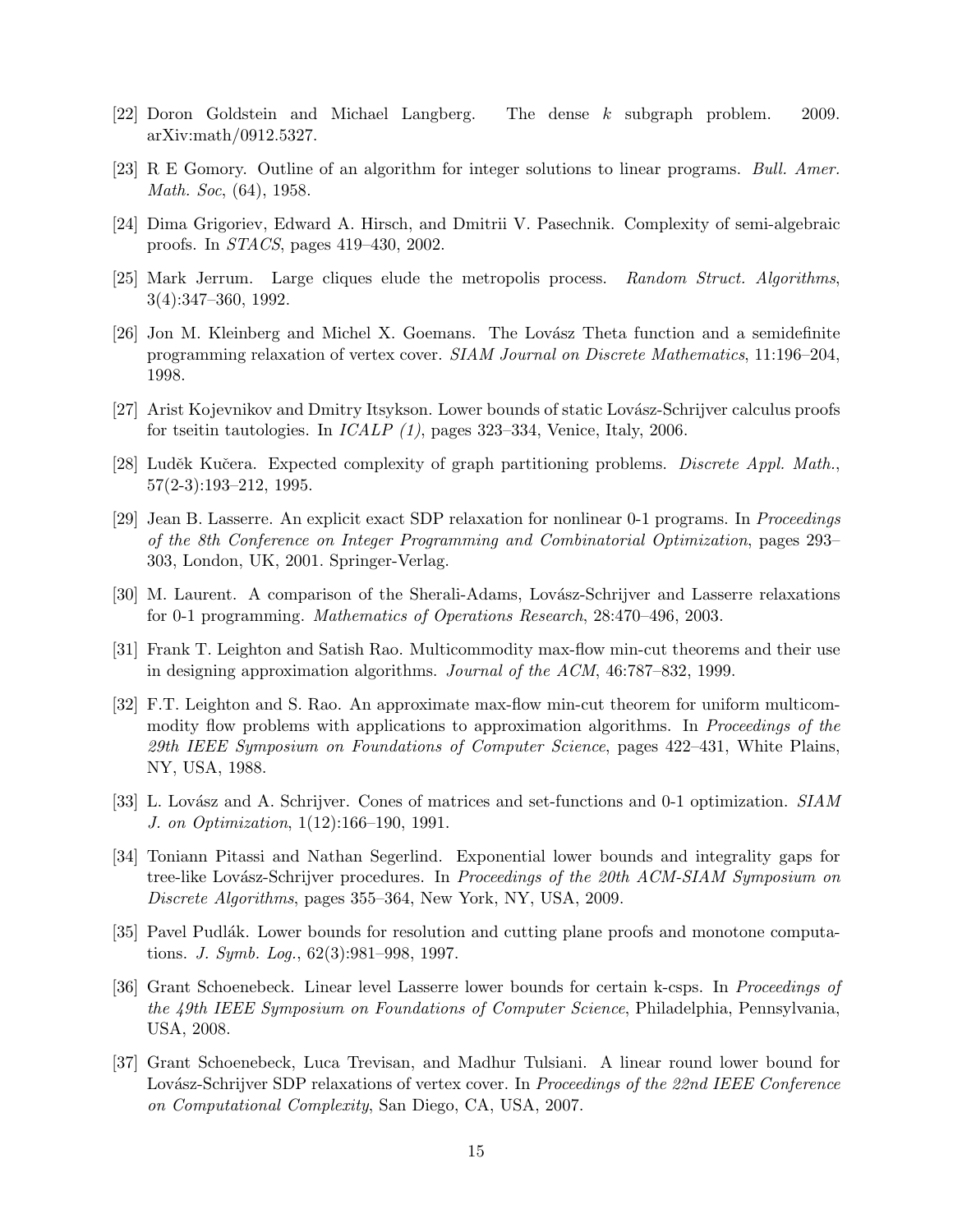[22] Doron Goldstein and Michael Langberg. The dense $k$ subgraph problem. 2009. arXiv:math/0912.5327.

[23] R E Gomory. Outline of an algorithm for integer solutions to linear programs. *Bull. Amer. Math. Soc*, (64), 1958.

[24] Dima Grigoriev, Edward A. Hirsch, and Dmitrii V. Pasechnik. Complexity of semi-algebraic proofs. In *STACS*, pages 419–430, 2002.

[25] Mark Jerrum. Large cliques elude the metropolis process. *Random Struct. Algorithms*, 3(4):347–360, 1992.

[26] Jon M. Kleinberg and Michel X. Goemans. The Lovász Theta function and a semidefinite programming relaxation of vertex cover. *SIAM Journal on Discrete Mathematics*, 11:196–204, 1998.

[27] Arist Kojevnikov and Dmitry Itsykson. Lower bounds of static Lovász-Schrijver calculus proofs for tseitin tautologies. In *ICALP (1)*, pages 323–334, Venice, Italy, 2006.

[28] Luděk Kučera. Expected complexity of graph partitioning problems. *Discrete Appl. Math.*, 57(2-3):193–212, 1995.

[29] Jean B. Lasserre. An explicit exact SDP relaxation for nonlinear 0-1 programs. In *Proceedings of the 8th Conference on Integer Programming and Combinatorial Optimization*, pages 293–303, London, UK, 2001. Springer-Verlag.

[30] M. Laurent. A comparison of the Sherali-Adams, Lovász-Schrijver and Lasserre relaxations for 0-1 programming. *Mathematics of Operations Research*, 28:470–496, 2003.

[31] Frank T. Leighton and Satish Rao. Multicommodity max-flow min-cut theorems and their use in designing approximation algorithms. *Journal of the ACM*, 46:787–832, 1999.

[32] F.T. Leighton and S. Rao. An approximate max-flow min-cut theorem for uniform multicommodity flow problems with applications to approximation algorithms. In *Proceedings of the 29th IEEE Symposium on Foundations of Computer Science*, pages 422–431, White Plains, NY, USA, 1988.

[33] L. Lovász and A. Schrijver. Cones of matrices and set-functions and 0-1 optimization. *SIAM J. on Optimization*, 1(12):166–190, 1991.

[34] Toniann Pitassi and Nathan Segerlind. Exponential lower bounds and integrality gaps for tree-like Lovász-Schrijver procedures. In *Proceedings of the 20th ACM-SIAM Symposium on Discrete Algorithms*, pages 355–364, New York, NY, USA, 2009.

[35] Pavel Pudlák. Lower bounds for resolution and cutting plane proofs and monotone computations. *J. Symb. Log.*, 62(3):981–998, 1997.

[36] Grant Schoenebeck. Linear level Lasserre lower bounds for certain k-csps. In *Proceedings of the 49th IEEE Symposium on Foundations of Computer Science*, Philadelphia, Pennsylvania, USA, 2008.

[37] Grant Schoenebeck, Luca Trevisan, and Madhur Tulsiani. A linear round lower bound for Lovász-Schrijver SDP relaxations of vertex cover. In *Proceedings of the 22nd IEEE Conference on Computational Complexity*, San Diego, CA, USA, 2007.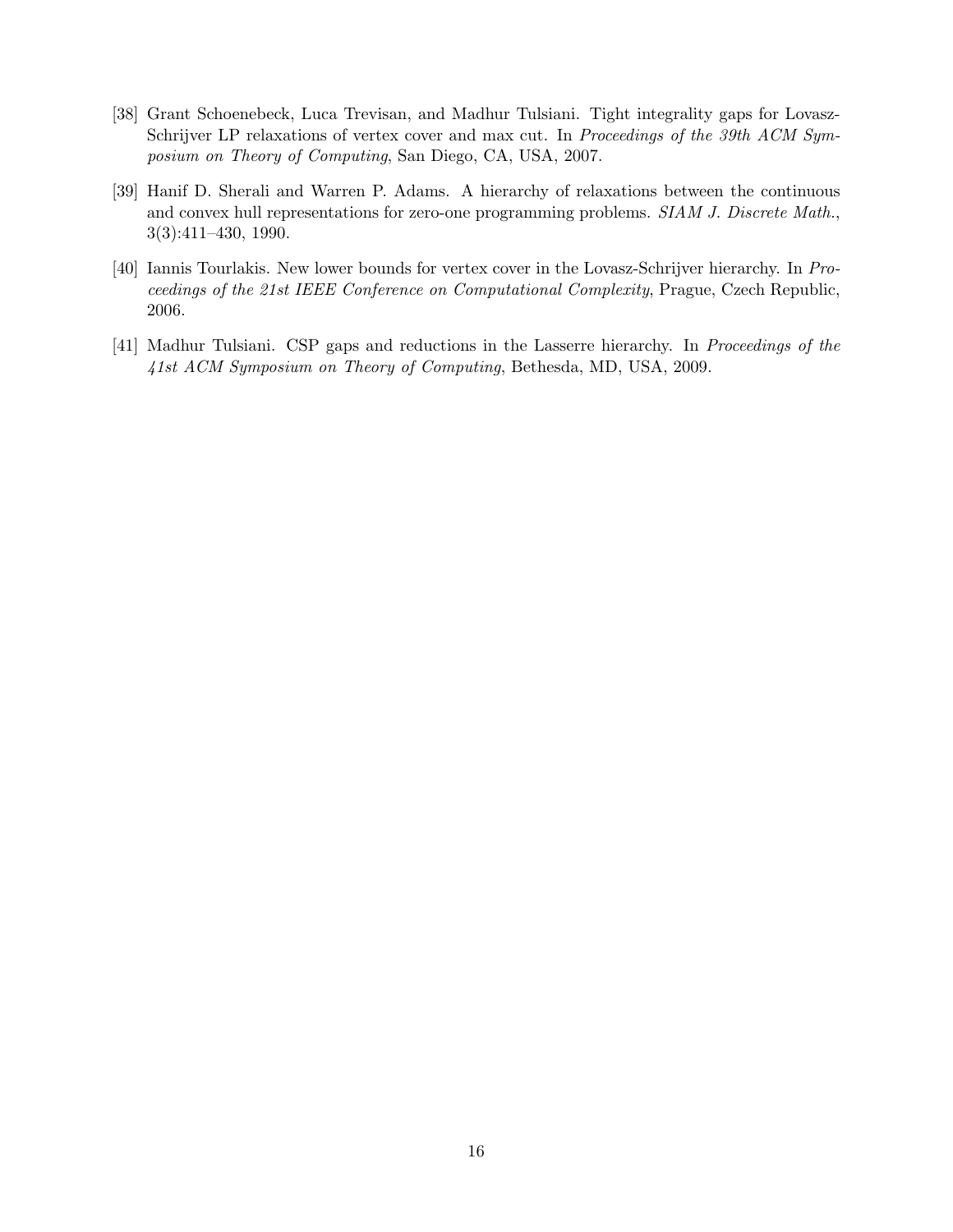[38] Grant Schoenebeck, Luca Trevisan, and Madhur Tulsiani. Tight integrality gaps for Lovasz-Schrijver LP relaxations of vertex cover and max cut. In *Proceedings of the 39th ACM Symposium on Theory of Computing*, San Diego, CA, USA, 2007.

[39] Hanif D. Sherali and Warren P. Adams. A hierarchy of relaxations between the continuous and convex hull representations for zero-one programming problems. *SIAM J. Discrete Math.*, 3(3):411–430, 1990.

[40] Iannis Tourlakis. New lower bounds for vertex cover in the Lovasz-Schrijver hierarchy. In *Proceedings of the 21st IEEE Conference on Computational Complexity*, Prague, Czech Republic, 2006.

[41] Madhur Tulsiani. CSP gaps and reductions in the Lasserre hierarchy. In *Proceedings of the 41st ACM Symposium on Theory of Computing*, Bethesda, MD, USA, 2009.